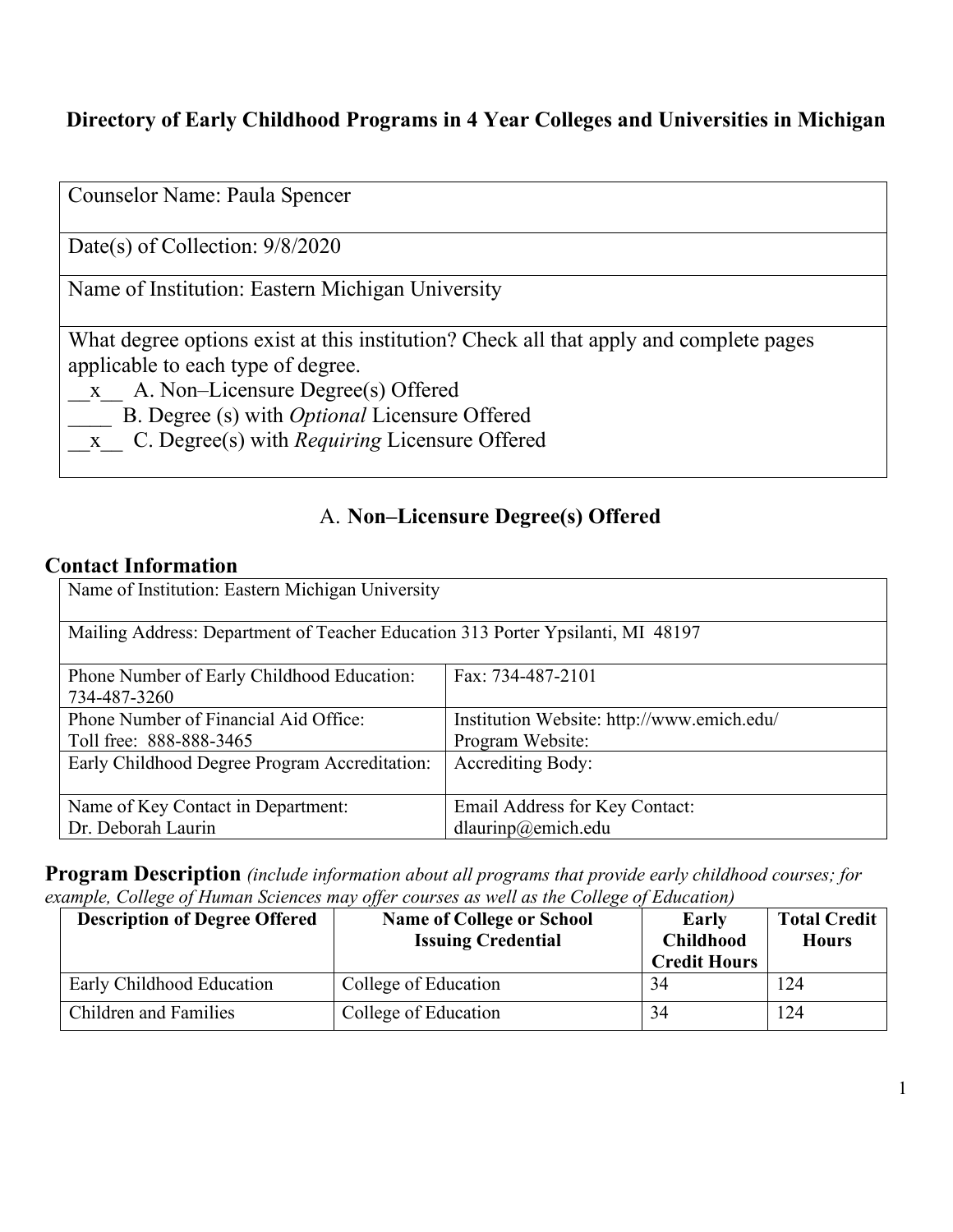# Directory of Early Childhood Programs in 4 Year Colleges and Universities in Michigan

| |
|---|
| Counselor Name: Paula Spencer |
| Date(s) of Collection: 9/8/2020 |
| Name of Institution: Eastern Michigan University |
| What degree options exist at this institution? Check all that apply and complete pages applicable to each type of degree.<br>\_\_x\_\_ A. Non–Licensure Degree(s) Offered<br>\_\_\_\_ B. Degree (s) with *Optional* Licensure Offered<br>\_\_x\_\_ C. Degree(s) with *Requiring* Licensure Offered |

## A. **Non–Licensure Degree(s) Offered**

### Contact Information

| | |
|---|---|
| Name of Institution: Eastern Michigan University | |
| Mailing Address: Department of Teacher Education 313 Porter Ypsilanti, MI 48197 | |
| Phone Number of Early Childhood Education: 734-487-3260 | Fax: 734-487-2101 |
| Phone Number of Financial Aid Office: Toll free: 888-888-3465 | Institution Website: http://www.emich.edu/ Program Website: |
| Early Childhood Degree Program Accreditation: | Accrediting Body: |
| Name of Key Contact in Department: Dr. Deborah Laurin | Email Address for Key Contact: dlaurinp@emich.edu |

### Program Description *(include information about all programs that provide early childhood courses; for example, College of Human Sciences may offer courses as well as the College of Education)*

| Description of Degree Offered | Name of College or School Issuing Credential | Early Childhood Credit Hours | Total Credit Hours |
|---|---|---|---|
| Early Childhood Education | College of Education | 34 | 124 |
| Children and Families | College of Education | 34 | 124 |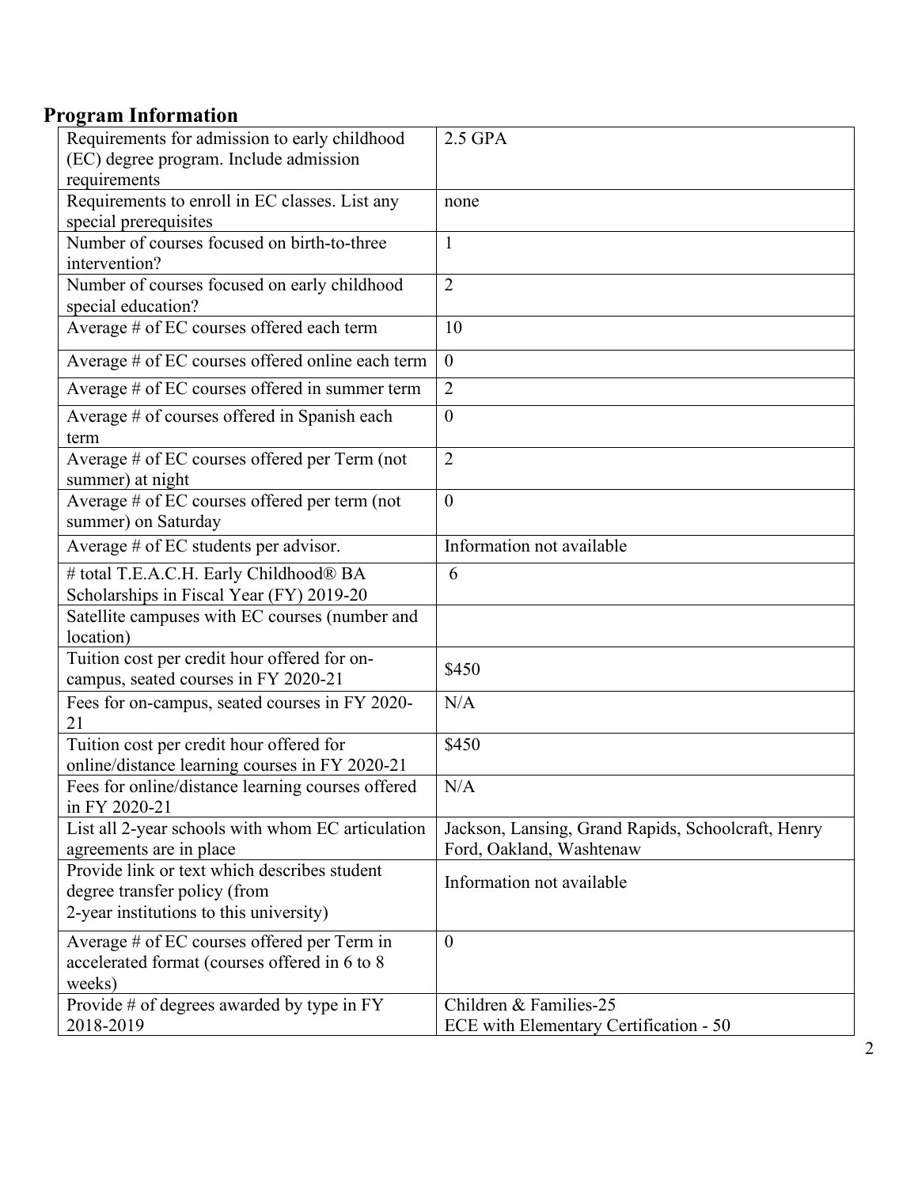## Program Information

| Requirements for admission to early childhood (EC) degree program. Include admission requirements | 2.5 GPA |
|---|---|
| Requirements to enroll in EC classes. List any special prerequisites | none |
| Number of courses focused on birth-to-three intervention? | 1 |
| Number of courses focused on early childhood special education? | 2 |
| Average # of EC courses offered each term | 10 |
| Average # of EC courses offered online each term | 0 |
| Average # of EC courses offered in summer term | 2 |
| Average # of courses offered in Spanish each term | 0 |
| Average # of EC courses offered per Term (not summer) at night | 2 |
| Average # of EC courses offered per term (not summer) on Saturday | 0 |
| Average # of EC students per advisor. | Information not available |
| # total T.E.A.C.H. Early Childhood® BA Scholarships in Fiscal Year (FY) 2019-20 | 6 |
| Satellite campuses with EC courses (number and location) | |
| Tuition cost per credit hour offered for on-campus, seated courses in FY 2020-21 | \$450 |
| Fees for on-campus, seated courses in FY 2020-21 | N/A |
| Tuition cost per credit hour offered for online/distance learning courses in FY 2020-21 | \$450 |
| Fees for online/distance learning courses offered in FY 2020-21 | N/A |
| List all 2-year schools with whom EC articulation agreements are in place | Jackson, Lansing, Grand Rapids, Schoolcraft, Henry Ford, Oakland, Washtenaw |
| Provide link or text which describes student degree transfer policy (from 2-year institutions to this university) | Information not available |
| Average # of EC courses offered per Term in accelerated format (courses offered in 6 to 8 weeks) | 0 |
| Provide # of degrees awarded by type in FY 2018-2019 | Children & Families-25<br>ECE with Elementary Certification - 50 |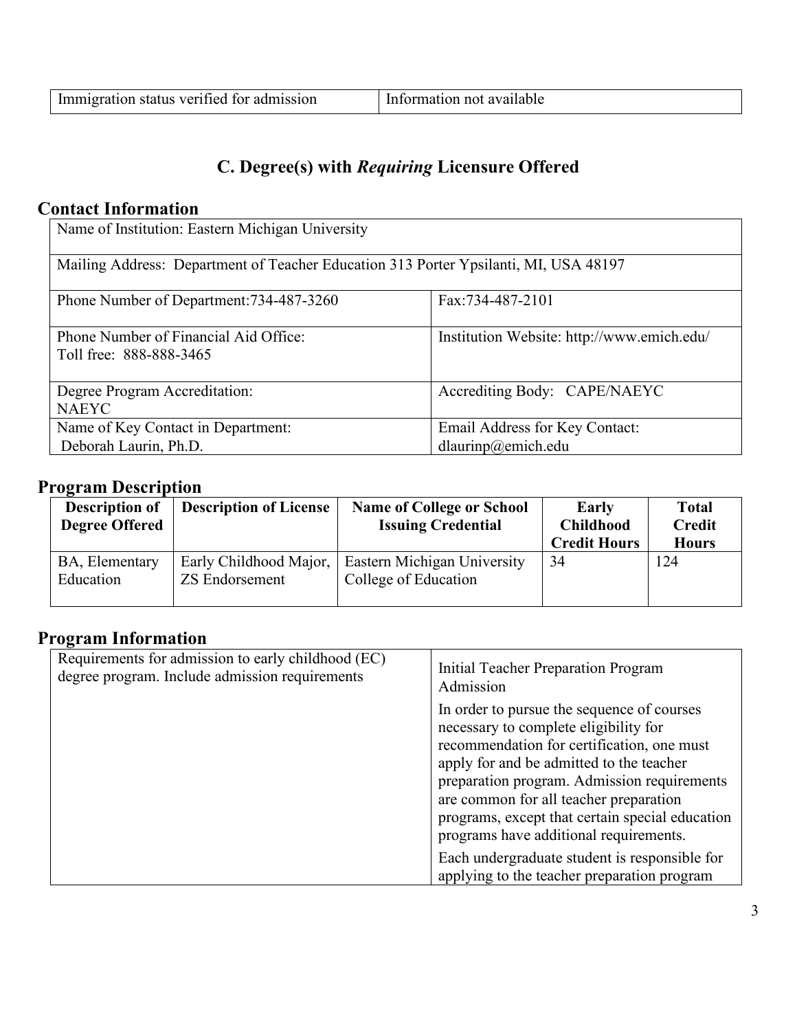| Immigration status verified for admission | Information not available |
|---|---|

## C. Degree(s) with *Requiring* Licensure Offered

### Contact Information

| Name of Institution: Eastern Michigan University | |
|---|---|
| Mailing Address: Department of Teacher Education 313 Porter Ypsilanti, MI, USA 48197 | |
| Phone Number of Department:734-487-3260 | Fax:734-487-2101 |
| Phone Number of Financial Aid Office:<br>Toll free: 888-888-3465 | Institution Website: http://www.emich.edu/ |
| Degree Program Accreditation:<br>NAEYC | Accrediting Body: CAPE/NAEYC |
| Name of Key Contact in Department:<br>Deborah Laurin, Ph.D. | Email Address for Key Contact:<br>dlaurinp@emich.edu |

### Program Description

| Description of Degree Offered | Description of License | Name of College or School Issuing Credential | Early Childhood Credit Hours | Total Credit Hours |
|---|---|---|---|---|
| BA, Elementary Education | Early Childhood Major, ZS Endorsement | Eastern Michigan University College of Education | 34 | 124 |

### Program Information

| Requirements for admission to early childhood (EC) degree program. Include admission requirements | Initial Teacher Preparation Program Admission<br><br>In order to pursue the sequence of courses necessary to complete eligibility for recommendation for certification, one must apply for and be admitted to the teacher preparation program. Admission requirements are common for all teacher preparation programs, except that certain special education programs have additional requirements.<br><br>Each undergraduate student is responsible for applying to the teacher preparation program |
|---|---|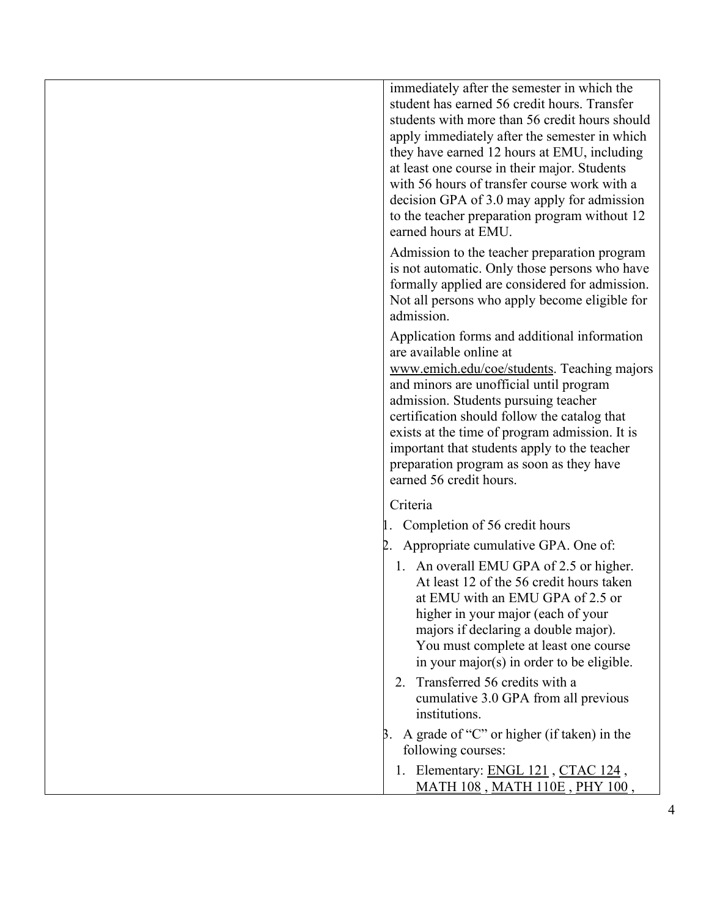| | immediately after the semester in which the student has earned 56 credit hours. Transfer students with more than 56 credit hours should apply immediately after the semester in which they have earned 12 hours at EMU, including at least one course in their major. Students with 56 hours of transfer course work with a decision GPA of 3.0 may apply for admission to the teacher preparation program without 12 earned hours at EMU.<br><br>Admission to the teacher preparation program is not automatic. Only those persons who have formally applied are considered for admission. Not all persons who apply become eligible for admission.<br><br>Application forms and additional information are available online at www.emich.edu/coe/students. Teaching majors and minors are unofficial until program admission. Students pursuing teacher certification should follow the catalog that exists at the time of program admission. It is important that students apply to the teacher preparation program as soon as they have earned 56 credit hours.<br><br>Criteria<br>1. Completion of 56 credit hours<br>2. Appropriate cumulative GPA. One of:<br>&nbsp;&nbsp;1. An overall EMU GPA of 2.5 or higher. At least 12 of the 56 credit hours taken at EMU with an EMU GPA of 2.5 or higher in your major (each of your majors if declaring a double major). You must complete at least one course in your major(s) in order to be eligible.<br>&nbsp;&nbsp;2. Transferred 56 credits with a cumulative 3.0 GPA from all previous institutions.<br>3. A grade of "C" or higher (if taken) in the following courses:<br>&nbsp;&nbsp;1. Elementary: ENGL 121 , CTAC 124 , MATH 108 , MATH 110E , PHY 100 , |
|---|---|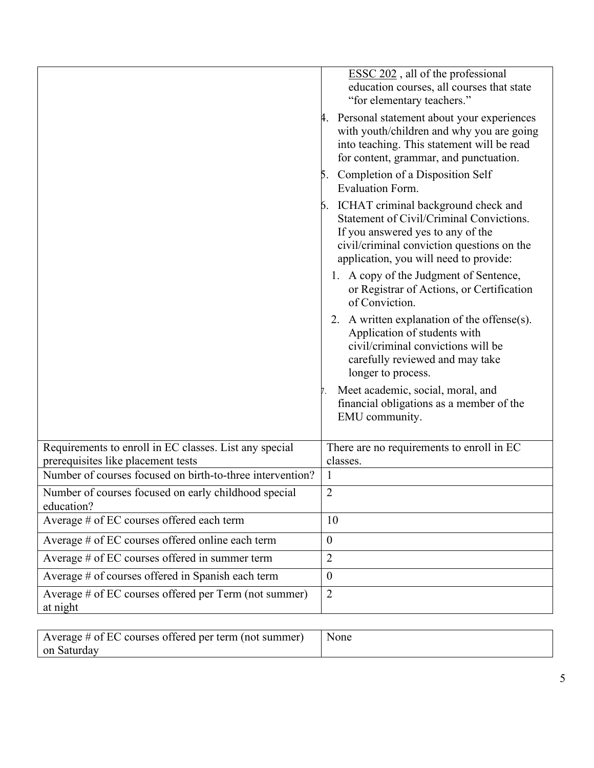| | |
|---|---|
| | ESSC 202 , all of the professional education courses, all courses that state "for elementary teachers."<br>4. Personal statement about your experiences with youth/children and why you are going into teaching. This statement will be read for content, grammar, and punctuation.<br>5. Completion of a Disposition Self Evaluation Form.<br>6. ICHAT criminal background check and Statement of Civil/Criminal Convictions. If you answered yes to any of the civil/criminal conviction questions on the application, you will need to provide:<br>1. A copy of the Judgment of Sentence, or Registrar of Actions, or Certification of Conviction.<br>2. A written explanation of the offense(s). Application of students with civil/criminal convictions will be carefully reviewed and may take longer to process.<br>7. Meet academic, social, moral, and financial obligations as a member of the EMU community. |
| Requirements to enroll in EC classes. List any special prerequisites like placement tests | There are no requirements to enroll in EC classes. |
| Number of courses focused on birth-to-three intervention? | 1 |
| Number of courses focused on early childhood special education? | 2 |
| Average # of EC courses offered each term | 10 |
| Average # of EC courses offered online each term | 0 |
| Average # of EC courses offered in summer term | 2 |
| Average # of courses offered in Spanish each term | 0 |
| Average # of EC courses offered per Term (not summer) at night | 2 |
| Average # of EC courses offered per term (not summer) on Saturday | None |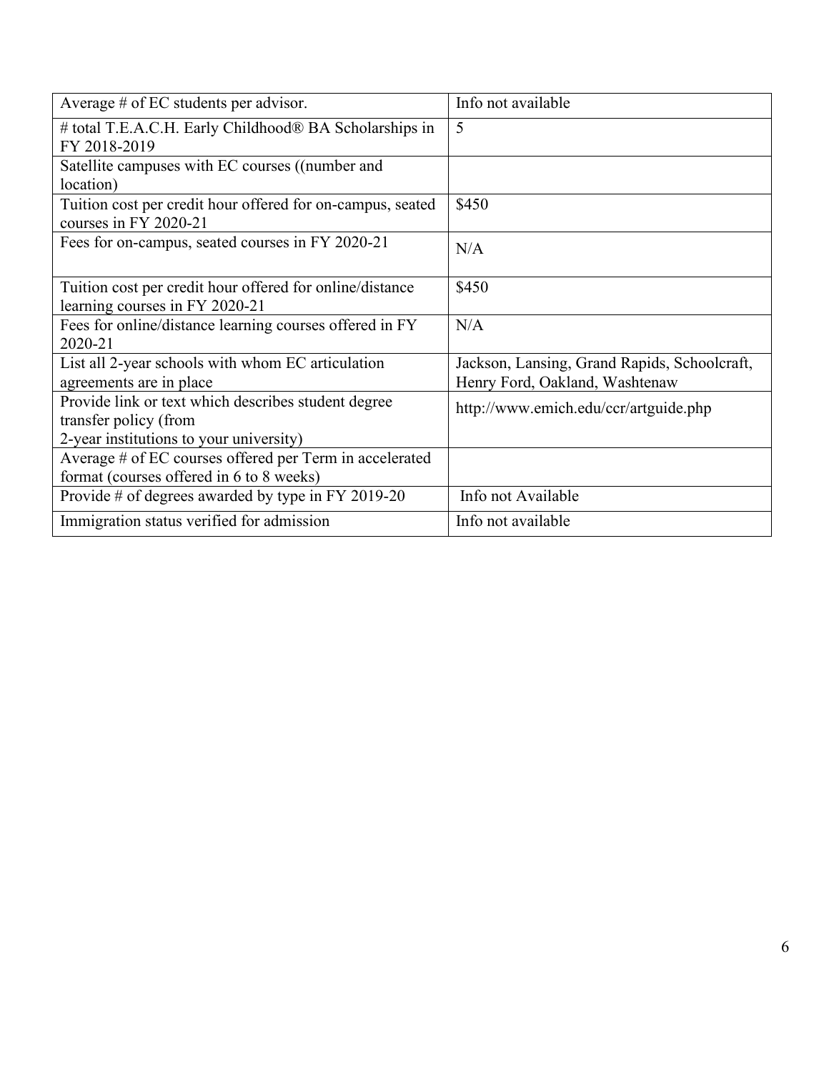| | |
|---|---|
| Average # of EC students per advisor. | Info not available |
| # total T.E.A.C.H. Early Childhood® BA Scholarships in FY 2018-2019 | 5 |
| Satellite campuses with EC courses ((number and location) | |
| Tuition cost per credit hour offered for on-campus, seated courses in FY 2020-21 | $450 |
| Fees for on-campus, seated courses in FY 2020-21 | N/A |
| Tuition cost per credit hour offered for online/distance learning courses in FY 2020-21 | $450 |
| Fees for online/distance learning courses offered in FY 2020-21 | N/A |
| List all 2-year schools with whom EC articulation agreements are in place | Jackson, Lansing, Grand Rapids, Schoolcraft, Henry Ford, Oakland, Washtenaw |
| Provide link or text which describes student degree transfer policy (from 2-year institutions to your university) | http://www.emich.edu/ccr/artguide.php |
| Average # of EC courses offered per Term in accelerated format (courses offered in 6 to 8 weeks) | |
| Provide # of degrees awarded by type in FY 2019-20 | Info not Available |
| Immigration status verified for admission | Info not available |